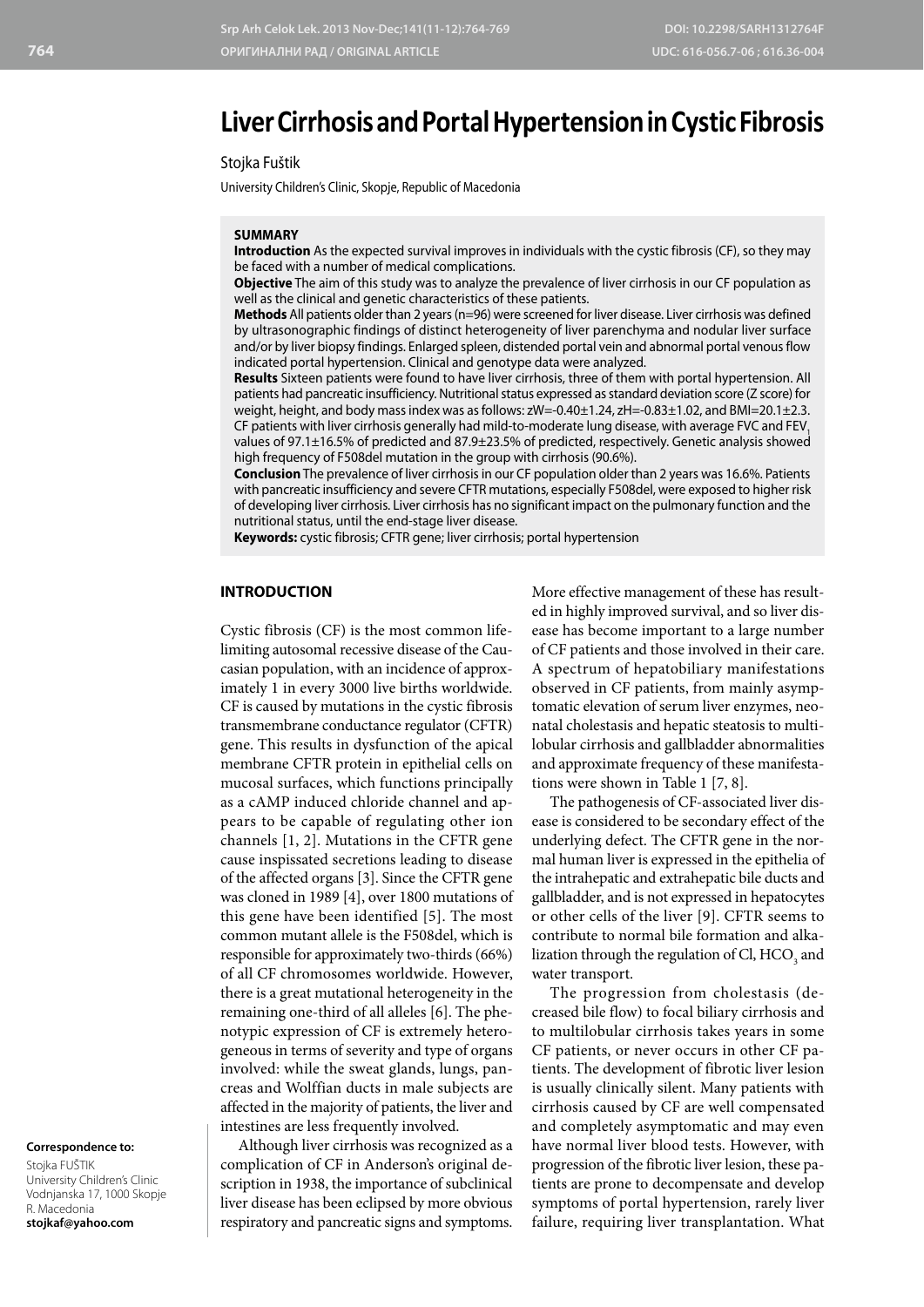# Liver Cirrhosis and Portal Hypertension in Cystic Fibrosis

Stojka Fuštik

University Children's Clinic, Skopje, Republic of Macedonia

## SUMMARY

**Introduction** As the expected survival improves in individuals with the cystic fibrosis (CF), so they may be faced with a number of medical complications.

**Objective** The aim of this study was to analyze the prevalence of liver cirrhosis in our CF population as well as the clinical and genetic characteristics of these patients.

**Methods** All patients older than 2 years (n=96) were screened for liver disease. Liver cirrhosis was defined by ultrasonographic findings of distinct heterogeneity of liver parenchyma and nodular liver surface and/or by liver biopsy findings. Enlarged spleen, distended portal vein and abnormal portal venous flow indicated portal hypertension. Clinical and genotype data were analyzed.

**Results** Sixteen patients were found to have liver cirrhosis, three of them with portal hypertension. All patients had pancreatic insufficiency. Nutritional status expressed as standard deviation score (Z score) for weight, height, and body mass index was as follows: zW=-0.40±1.24, zH=-0.83±1.02, and BMI=20.1±2.3. CF patients with liver cirrhosis generally had mild-to-moderate lung disease, with average FVC and $FEV_1$ values of 97.1±16.5% of predicted and 87.9±23.5% of predicted, respectively. Genetic analysis showed high frequency of F508del mutation in the group with cirrhosis (90.6%).

**Conclusion** The prevalence of liver cirrhosis in our CF population older than 2 years was 16.6%. Patients with pancreatic insufficiency and severe CFTR mutations, especially F508del, were exposed to higher risk of developing liver cirrhosis. Liver cirrhosis has no significant impact on the pulmonary function and the nutritional status, until the end-stage liver disease.

**Keywords:** cystic fibrosis; CFTR gene; liver cirrhosis; portal hypertension

## INTRODUCTION

Cystic fibrosis (CF) is the most common life-limiting autosomal recessive disease of the Caucasian population, with an incidence of approximately 1 in every 3000 live births worldwide. CF is caused by mutations in the cystic fibrosis transmembrane conductance regulator (CFTR) gene. This results in dysfunction of the apical membrane CFTR protein in epithelial cells on mucosal surfaces, which functions principally as a cAMP induced chloride channel and appears to be capable of regulating other ion channels [1, 2]. Mutations in the CFTR gene cause inspissated secretions leading to disease of the affected organs [3]. Since the CFTR gene was cloned in 1989 [4], over 1800 mutations of this gene have been identified [5]. The most common mutant allele is the F508del, which is responsible for approximately two-thirds (66%) of all CF chromosomes worldwide. However, there is a great mutational heterogeneity in the remaining one-third of all alleles [6]. The phenotypic expression of CF is extremely heterogeneous in terms of severity and type of organs involved: while the sweat glands, lungs, pancreas and Wolffian ducts in male subjects are affected in the majority of patients, the liver and intestines are less frequently involved.

Although liver cirrhosis was recognized as a complication of CF in Anderson's original description in 1938, the importance of subclinical liver disease has been eclipsed by more obvious respiratory and pancreatic signs and symptoms. More effective management of these has resulted in highly improved survival, and so liver disease has become important to a large number of CF patients and those involved in their care. A spectrum of hepatobiliary manifestations observed in CF patients, from mainly asymptomatic elevation of serum liver enzymes, neonatal cholestasis and hepatic steatosis to multilobular cirrhosis and gallbladder abnormalities and approximate frequency of these manifestations were shown in Table 1 [7, 8].

The pathogenesis of CF-associated liver disease is considered to be secondary effect of the underlying defect. The CFTR gene in the normal human liver is expressed in the epithelia of the intrahepatic and extrahepatic bile ducts and gallbladder, and is not expressed in hepatocytes or other cells of the liver [9]. CFTR seems to contribute to normal bile formation and alkalization through the regulation of Cl, $HCO_3$ and water transport.

The progression from cholestasis (decreased bile flow) to focal biliary cirrhosis and to multilobular cirrhosis takes years in some CF patients, or never occurs in other CF patients. The development of fibrotic liver lesion is usually clinically silent. Many patients with cirrhosis caused by CF are well compensated and completely asymptomatic and may even have normal liver blood tests. However, with progression of the fibrotic liver lesion, these patients are prone to decompensate and develop symptoms of portal hypertension, rarely liver failure, requiring liver transplantation. What

**Correspondence to:**

Stojka FUŠTIK
University Children's Clinic
Vodnjanska 17, 1000 Skopje
R. Macedonia
**stojkaf@yahoo.com**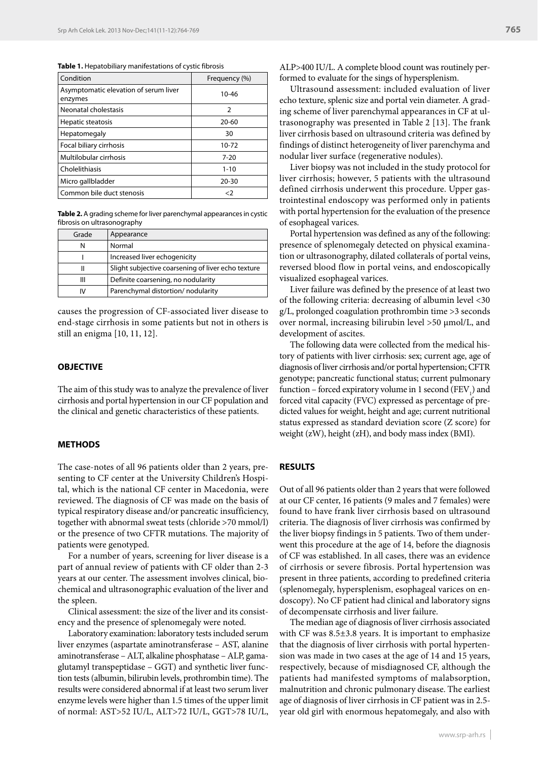**Table 1.** Hepatobiliary manifestations of cystic fibrosis

| Condition | Frequency (%) |
|---|---|
| Asymptomatic elevation of serum liver enzymes | 10-46 |
| Neonatal cholestasis | 2 |
| Hepatic steatosis | 20-60 |
| Hepatomegaly | 30 |
| Focal biliary cirrhosis | 10-72 |
| Multilobular cirrhosis | 7-20 |
| Cholelithiasis | 1-10 |
| Micro gallbladder | 20-30 |
| Common bile duct stenosis | <2 |

**Table 2.** A grading scheme for liver parenchymal appearances in cystic fibrosis on ultrasonography

| Grade | Appearance |
|---|---|
| N | Normal |
| I | Increased liver echogenicity |
| II | Slight subjective coarsening of liver echo texture |
| III | Definite coarsening, no nodularity |
| IV | Parenchymal distortion/ nodularity |

causes the progression of CF-associated liver disease to end-stage cirrhosis in some patients but not in others is still an enigma [10, 11, 12].

## OBJECTIVE

The aim of this study was to analyze the prevalence of liver cirrhosis and portal hypertension in our CF population and the clinical and genetic characteristics of these patients.

## METHODS

The case-notes of all 96 patients older than 2 years, presenting to CF center at the University Children's Hospital, which is the national CF center in Macedonia, were reviewed. The diagnosis of CF was made on the basis of typical respiratory disease and/or pancreatic insufficiency, together with abnormal sweat tests (chloride >70 mmol/l) or the presence of two CFTR mutations. The majority of patients were genotyped.

For a number of years, screening for liver disease is a part of annual review of patients with CF older than 2-3 years at our center. The assessment involves clinical, biochemical and ultrasonographic evaluation of the liver and the spleen.

Clinical assessment: the size of the liver and its consistency and the presence of splenomegaly were noted.

Laboratory examination: laboratory tests included serum liver enzymes (aspartate aminotransferase – AST, alanine aminotransferase – ALT, alkaline phosphatase – ALP, gamaglutamyl transpeptidase – GGT) and synthetic liver function tests (albumin, bilirubin levels, prothrombin time). The results were considered abnormal if at least two serum liver enzyme levels were higher than 1.5 times of the upper limit of normal: AST>52 IU/L, ALT>72 IU/L, GGT>78 IU/L, ALP>400 IU/L. A complete blood count was routinely performed to evaluate for the sings of hypersplenism.

Ultrasound assessment: included evaluation of liver echo texture, splenic size and portal vein diameter. A grading scheme of liver parenchymal appearances in CF at ultrasonography was presented in Table 2 [13]. The frank liver cirrhosis based on ultrasound criteria was defined by findings of distinct heterogeneity of liver parenchyma and nodular liver surface (regenerative nodules).

Liver biopsy was not included in the study protocol for liver cirrhosis; however, 5 patients with the ultrasound defined cirrhosis underwent this procedure. Upper gastrointestinal endoscopy was performed only in patients with portal hypertension for the evaluation of the presence of esophageal varices.

Portal hypertension was defined as any of the following: presence of splenomegaly detected on physical examination or ultrasonography, dilated collaterals of portal veins, reversed blood flow in portal veins, and endoscopically visualized esophageal varices.

Liver failure was defined by the presence of at least two of the following criteria: decreasing of albumin level <30 g/L, prolonged coagulation prothrombin time >3 seconds over normal, increasing bilirubin level >50 μmol/L, and development of ascites.

The following data were collected from the medical history of patients with liver cirrhosis: sex; current age, age of diagnosis of liver cirrhosis and/or portal hypertension; CFTR genotype; pancreatic functional status; current pulmonary function – forced expiratory volume in 1 second ($FEV_1$) and forced vital capacity (FVC) expressed as percentage of predicted values for weight, height and age; current nutritional status expressed as standard deviation score (Z score) for weight (zW), height (zH), and body mass index (BMI).

## RESULTS

Out of all 96 patients older than 2 years that were followed at our CF center, 16 patients (9 males and 7 females) were found to have frank liver cirrhosis based on ultrasound criteria. The diagnosis of liver cirrhosis was confirmed by the liver biopsy findings in 5 patients. Two of them underwent this procedure at the age of 14, before the diagnosis of CF was established. In all cases, there was an evidence of cirrhosis or severe fibrosis. Portal hypertension was present in three patients, according to predefined criteria (splenomegaly, hypersplenism, esophageal varices on endoscopy). No CF patient had clinical and laboratory signs of decompensate cirrhosis and liver failure.

The median age of diagnosis of liver cirrhosis associated with CF was 8.5±3.8 years. It is important to emphasize that the diagnosis of liver cirrhosis with portal hypertension was made in two cases at the age of 14 and 15 years, respectively, because of misdiagnosed CF, although the patients had manifested symptoms of malabsorption, malnutrition and chronic pulmonary disease. The earliest age of diagnosis of liver cirrhosis in CF patient was in 2.5-year old girl with enormous hepatomegaly, and also with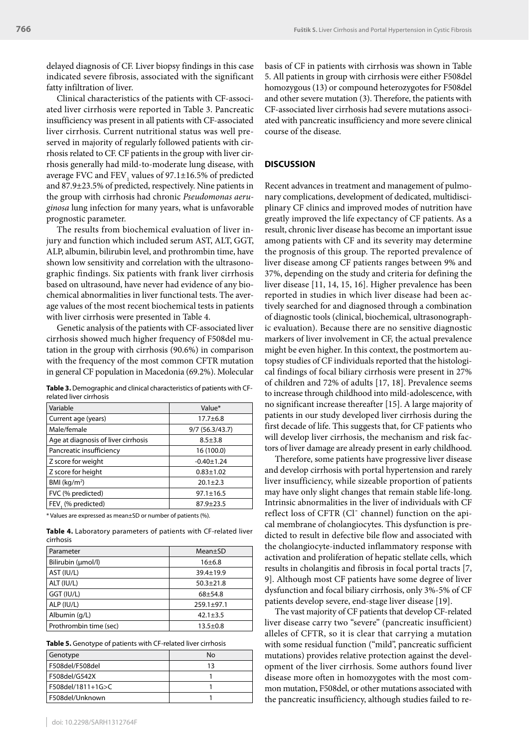delayed diagnosis of CF. Liver biopsy findings in this case indicated severe fibrosis, associated with the significant fatty infiltration of liver.

Clinical characteristics of the patients with CF-associated liver cirrhosis were reported in Table 3. Pancreatic insufficiency was present in all patients with CF-associated liver cirrhosis. Current nutritional status was well preserved in majority of regularly followed patients with cirrhosis related to CF. CF patients in the group with liver cirrhosis generally had mild-to-moderate lung disease, with average FVC and $FEV_1$ values of 97.1±16.5% of predicted and 87.9±23.5% of predicted, respectively. Nine patients in the group with cirrhosis had chronic *Pseudomonas aeruginosa* lung infection for many years, what is unfavorable prognostic parameter.

The results from biochemical evaluation of liver injury and function which included serum AST, ALT, GGT, ALP, albumin, bilirubin level, and prothrombin time, have shown low sensitivity and correlation with the ultrasonographic findings. Six patients with frank liver cirrhosis based on ultrasound, have never had evidence of any biochemical abnormalities in liver functional tests. The average values of the most recent biochemical tests in patients with liver cirrhosis were presented in Table 4.

Genetic analysis of the patients with CF-associated liver cirrhosis showed much higher frequency of F508del mutation in the group with cirrhosis (90.6%) in comparison with the frequency of the most common CFTR mutation in general CF population in Macedonia (69.2%). Molecular basis of CF in patients with cirrhosis was shown in Table 5. All patients in group with cirrhosis were either F508del homozygous (13) or compound heterozygotes for F508del and other severe mutation (3). Therefore, the patients with CF-associated liver cirrhosis had severe mutations associated with pancreatic insufficiency and more severe clinical course of the disease.

**Table 3.** Demographic and clinical characteristics of patients with CF-related liver cirrhosis

| Variable | Value* |
|---|---|
| Current age (years) | 17.7±6.8 |
| Male/female | 9/7 (56.3/43.7) |
| Age at diagnosis of liver cirrhosis | 8.5±3.8 |
| Pancreatic insufficiency | 16 (100.0) |
| Z score for weight | -0.40±1.24 |
| Z score for height | 0.83±1.02 |
| BMI (kg/m²) | 20.1±2.3 |
| FVC (% predicted) | 97.1±16.5 |
| $FEV_1$ (% predicted) | 87.9±23.5 |

\* Values are expressed as mean±SD or number of patients (%).

**Table 4.** Laboratory parameters of patients with CF-related liver cirrhosis

| Parameter | Mean±SD |
|---|---|
| Bilirubin (μmol/l) | 16±6.8 |
| AST (IU/L) | 39.4±19.9 |
| ALT (IU/L) | 50.3±21.8 |
| GGT (IU/L) | 68±54.8 |
| ALP (IU/L) | 259.1±97.1 |
| Albumin (g/L) | 42.1±3.5 |
| Prothrombin time (sec) | 13.5±0.8 |

**Table 5.** Genotype of patients with CF-related liver cirrhosis

| Genotype | No |
|---|---|
| F508del/F508del | 13 |
| F508del/G542X | 1 |
| F508del/1811+1G>C | 1 |
| F508del/Unknown | 1 |

## DISCUSSION

Recent advances in treatment and management of pulmonary complications, development of dedicated, multidisciplinary CF clinics and improved modes of nutrition have greatly improved the life expectancy of CF patients. As a result, chronic liver disease has become an important issue among patients with CF and its severity may determine the prognosis of this group. The reported prevalence of liver disease among CF patients ranges between 9% and 37%, depending on the study and criteria for defining the liver disease [11, 14, 15, 16]. Higher prevalence has been reported in studies in which liver disease had been actively searched for and diagnosed through a combination of diagnostic tools (clinical, biochemical, ultrasonographic evaluation). Because there are no sensitive diagnostic markers of liver involvement in CF, the actual prevalence might be even higher. In this context, the postmortem autopsy studies of CF individuals reported that the histological findings of focal biliary cirrhosis were present in 27% of children and 72% of adults [17, 18]. Prevalence seems to increase through childhood into mild-adolescence, with no significant increase thereafter [15]. A large majority of patients in our study developed liver cirrhosis during the first decade of life. This suggests that, for CF patients who will develop liver cirrhosis, the mechanism and risk factors of liver damage are already present in early childhood.

Therefore, some patients have progressive liver disease and develop cirrhosis with portal hypertension and rarely liver insufficiency, while sizeable proportion of patients may have only slight changes that remain stable life-long. Intrinsic abnormalities in the liver of individuals with CF reflect loss of CFTR ($Cl^-$ channel) function on the apical membrane of cholangiocytes. This dysfunction is predicted to result in defective bile flow and associated with the cholangiocyte-inducted inflammatory response with activation and proliferation of hepatic stellate cells, which results in cholangitis and fibrosis in focal portal tracts [7, 9]. Although most CF patients have some degree of liver dysfunction and focal biliary cirrhosis, only 3%-5% of CF patients develop severe, end-stage liver disease [19].

The vast majority of CF patients that develop CF-related liver disease carry two "severe" (pancreatic insufficient) alleles of CFTR, so it is clear that carrying a mutation with some residual function ("mild", pancreatic sufficient mutations) provides relative protection against the development of the liver cirrhosis. Some authors found liver disease more often in homozygotes with the most common mutation, F508del, or other mutations associated with the pancreatic insufficiency, although studies failed to re-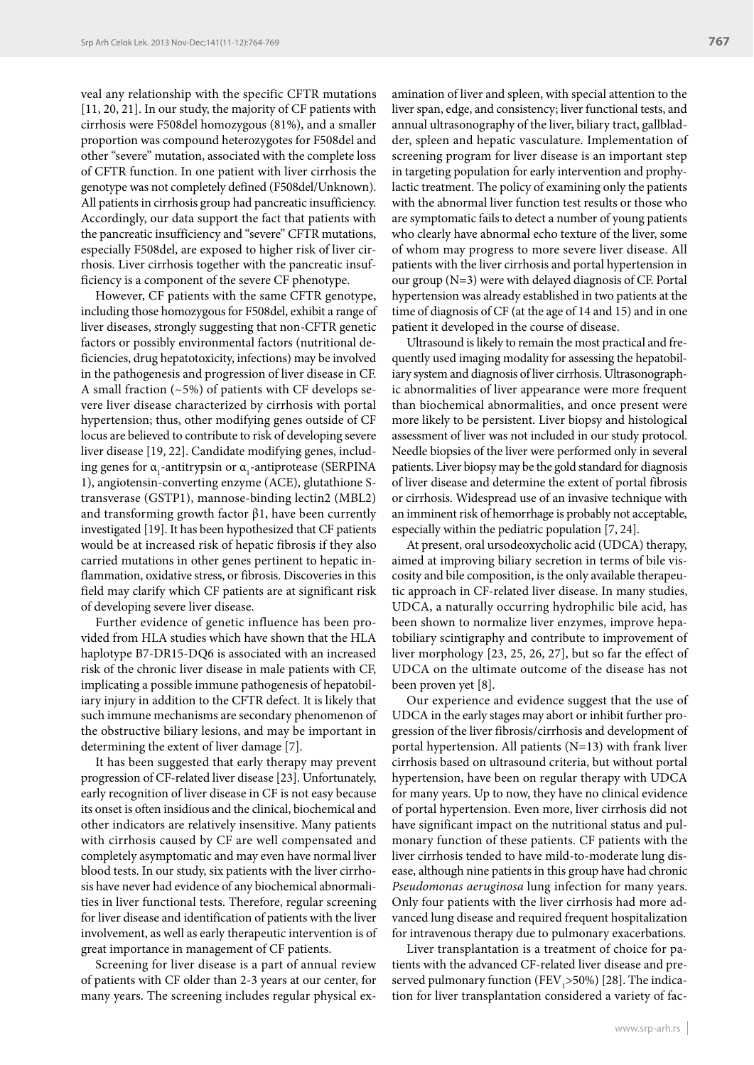veal any relationship with the specific CFTR mutations [11, 20, 21]. In our study, the majority of CF patients with cirrhosis were F508del homozygous (81%), and a smaller proportion was compound heterozygotes for F508del and other "severe" mutation, associated with the complete loss of CFTR function. In one patient with liver cirrhosis the genotype was not completely defined (F508del/Unknown). All patients in cirrhosis group had pancreatic insufficiency. Accordingly, our data support the fact that patients with the pancreatic insufficiency and "severe" CFTR mutations, especially F508del, are exposed to higher risk of liver cirrhosis. Liver cirrhosis together with the pancreatic insufficiency is a component of the severe CF phenotype.

However, CF patients with the same CFTR genotype, including those homozygous for F508del, exhibit a range of liver diseases, strongly suggesting that non-CFTR genetic factors or possibly environmental factors (nutritional deficiencies, drug hepatotoxicity, infections) may be involved in the pathogenesis and progression of liver disease in CF. A small fraction (~5%) of patients with CF develops severe liver disease characterized by cirrhosis with portal hypertension; thus, other modifying genes outside of CF locus are believed to contribute to risk of developing severe liver disease [19, 22]. Candidate modifying genes, including genes for $\alpha_1$-antitrypsin or $\alpha_1$-antiprotease (SERPINA 1), angiotensin-converting enzyme (ACE), glutathione S-transverase (GSTP1), mannose-binding lectin2 (MBL2) and transforming growth factor β1, have been currently investigated [19]. It has been hypothesized that CF patients would be at increased risk of hepatic fibrosis if they also carried mutations in other genes pertinent to hepatic inflammation, oxidative stress, or fibrosis. Discoveries in this field may clarify which CF patients are at significant risk of developing severe liver disease.

Further evidence of genetic influence has been provided from HLA studies which have shown that the HLA haplotype B7-DR15-DQ6 is associated with an increased risk of the chronic liver disease in male patients with CF, implicating a possible immune pathogenesis of hepatobiliary injury in addition to the CFTR defect. It is likely that such immune mechanisms are secondary phenomenon of the obstructive biliary lesions, and may be important in determining the extent of liver damage [7].

It has been suggested that early therapy may prevent progression of CF-related liver disease [23]. Unfortunately, early recognition of liver disease in CF is not easy because its onset is often insidious and the clinical, biochemical and other indicators are relatively insensitive. Many patients with cirrhosis caused by CF are well compensated and completely asymptomatic and may even have normal liver blood tests. In our study, six patients with the liver cirrhosis have never had evidence of any biochemical abnormalities in liver functional tests. Therefore, regular screening for liver disease and identification of patients with the liver involvement, as well as early therapeutic intervention is of great importance in management of CF patients.

Screening for liver disease is a part of annual review of patients with CF older than 2-3 years at our center, for many years. The screening includes regular physical examination of liver and spleen, with special attention to the liver span, edge, and consistency; liver functional tests, and annual ultrasonography of the liver, biliary tract, gallbladder, spleen and hepatic vasculature. Implementation of screening program for liver disease is an important step in targeting population for early intervention and prophylactic treatment. The policy of examining only the patients with the abnormal liver function test results or those who are symptomatic fails to detect a number of young patients who clearly have abnormal echo texture of the liver, some of whom may progress to more severe liver disease. All patients with the liver cirrhosis and portal hypertension in our group (N=3) were with delayed diagnosis of CF. Portal hypertension was already established in two patients at the time of diagnosis of CF (at the age of 14 and 15) and in one patient it developed in the course of disease.

Ultrasound is likely to remain the most practical and frequently used imaging modality for assessing the hepatobiliary system and diagnosis of liver cirrhosis. Ultrasonographic abnormalities of liver appearance were more frequent than biochemical abnormalities, and once present were more likely to be persistent. Liver biopsy and histological assessment of liver was not included in our study protocol. Needle biopsies of the liver were performed only in several patients. Liver biopsy may be the gold standard for diagnosis of liver disease and determine the extent of portal fibrosis or cirrhosis. Widespread use of an invasive technique with an imminent risk of hemorrhage is probably not acceptable, especially within the pediatric population [7, 24].

At present, oral ursodeoxycholic acid (UDCA) therapy, aimed at improving biliary secretion in terms of bile viscosity and bile composition, is the only available therapeutic approach in CF-related liver disease. In many studies, UDCA, a naturally occurring hydrophilic bile acid, has been shown to normalize liver enzymes, improve hepatobiliary scintigraphy and contribute to improvement of liver morphology [23, 25, 26, 27], but so far the effect of UDCA on the ultimate outcome of the disease has not been proven yet [8].

Our experience and evidence suggest that the use of UDCA in the early stages may abort or inhibit further progression of the liver fibrosis/cirrhosis and development of portal hypertension. All patients (N=13) with frank liver cirrhosis based on ultrasound criteria, but without portal hypertension, have been on regular therapy with UDCA for many years. Up to now, they have no clinical evidence of portal hypertension. Even more, liver cirrhosis did not have significant impact on the nutritional status and pulmonary function of these patients. CF patients with the liver cirrhosis tended to have mild-to-moderate lung disease, although nine patients in this group have had chronic *Pseudomonas aeruginosa* lung infection for many years. Only four patients with the liver cirrhosis had more advanced lung disease and required frequent hospitalization for intravenous therapy due to pulmonary exacerbations.

Liver transplantation is a treatment of choice for patients with the advanced CF-related liver disease and preserved pulmonary function ($FEV_1$>50%) [28]. The indication for liver transplantation considered a variety of fac-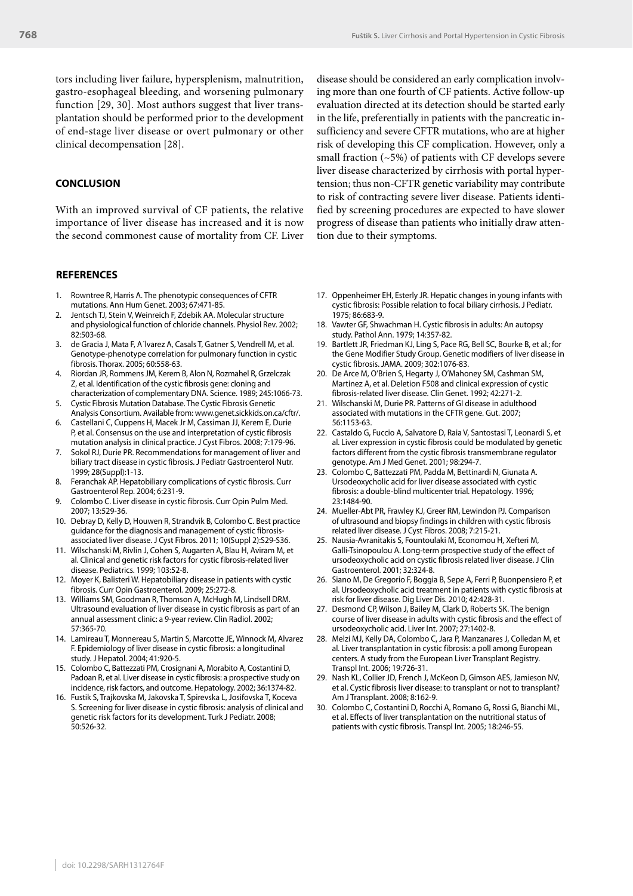tors including liver failure, hypersplenism, malnutrition, gastro-esophageal bleeding, and worsening pulmonary function [29, 30]. Most authors suggest that liver transplantation should be performed prior to the development of end-stage liver disease or overt pulmonary or other clinical decompensation [28].

## CONCLUSION

With an improved survival of CF patients, the relative importance of liver disease has increased and it is now the second commonest cause of mortality from CF. Liver disease should be considered an early complication involving more than one fourth of CF patients. Active follow-up evaluation directed at its detection should be started early in the life, preferentially in patients with the pancreatic insufficiency and severe CFTR mutations, who are at higher risk of developing this CF complication. However, only a small fraction (~5%) of patients with CF develops severe liver disease characterized by cirrhosis with portal hypertension; thus non-CFTR genetic variability may contribute to risk of contracting severe liver disease. Patients identified by screening procedures are expected to have slower progress of disease than patients who initially draw attention due to their symptoms.

## REFERENCES

1. Rowntree R, Harris A. The phenotypic consequences of CFTR mutations. Ann Hum Genet. 2003; 67:471-85.
2. Jentsch TJ, Stein V, Weinreich F, Zdebik AA. Molecular structure and physiological function of chloride channels. Physiol Rev. 2002; 82:503-68.
3. de Gracia J, Mata F, A´lvarez A, Casals T, Gatner S, Vendrell M, et al. Genotype-phenotype correlation for pulmonary function in cystic fibrosis. Thorax. 2005; 60:558-63.
4. Riordan JR, Rommens JM, Kerem B, Alon N, Rozmahel R, Grzelczak Z, et al. Identification of the cystic fibrosis gene: cloning and characterization of complementary DNA. Science. 1989; 245:1066-73.
5. Cystic Fibrosis Mutation Database. The Cystic Fibrosis Genetic Analysis Consortium. Available from: www.genet.sickkids.on.ca/cftr/.
6. Castellani C, Cuppens H, Macek Jr M, Cassiman JJ, Kerem E, Durie P, et al. Consensus on the use and interpretation of cystic fibrosis mutation analysis in clinical practice. J Cyst Fibros. 2008; 7:179-96.
7. Sokol RJ, Durie PR. Recommendations for management of liver and biliary tract disease in cystic fibrosis. J Pediatr Gastroenterol Nutr. 1999; 28(Suppl):1-13.
8. Feranchak AP. Hepatobiliary complications of cystic fibrosis. Curr Gastroenterol Rep. 2004; 6:231-9.
9. Colombo C. Liver disease in cystic fibrosis. Curr Opin Pulm Med. 2007; 13:529-36.
10. Debray D, Kelly D, Houwen R, Strandvik B, Colombo C. Best practice guidance for the diagnosis and management of cystic fibrosis-associated liver disease. J Cyst Fibros. 2011; 10(Suppl 2):S29-S36.
11. Wilschanski M, Rivlin J, Cohen S, Augarten A, Blau H, Aviram M, et al. Clinical and genetic risk factors for cystic fibrosis-related liver disease. Pediatrics. 1999; 103:52-8.
12. Moyer K, Balisteri W. Hepatobiliary disease in patients with cystic fibrosis. Curr Opin Gastroenterol. 2009; 25:272-8.
13. Williams SM, Goodman R, Thomson A, McHugh M, Lindsell DRM. Ultrasound evaluation of liver disease in cystic fibrosis as part of an annual assessment clinic: a 9-year review. Clin Radiol. 2002; 57:365-70.
14. Lamireau T, Monnereau S, Martin S, Marcotte JE, Winnock M, Alvarez F. Epidemiology of liver disease in cystic fibrosis: a longitudinal study. J Hepatol. 2004; 41:920-5.
15. Colombo C, Battezzati PM, Crosignani A, Morabito A, Costantini D, Padoan R, et al. Liver disease in cystic fibrosis: a prospective study on incidence, risk factors, and outcome. Hepatology. 2002; 36:1374-82.
16. Fustik S, Trajkovska M, Jakovska T, Spirevska L, Josifovska T, Koceva S. Screening for liver disease in cystic fibrosis: analysis of clinical and genetic risk factors for its development. Turk J Pediatr. 2008; 50:526-32.
17. Oppenheimer EH, Esterly JR. Hepatic changes in young infants with cystic fibrosis: Possible relation to focal biliary cirrhosis. J Pediatr. 1975; 86:683-9.
18. Vawter GF, Shwachman H. Cystic fibrosis in adults: An autopsy study. Pathol Ann. 1979; 14:357-82.
19. Bartlett JR, Friedman KJ, Ling S, Pace RG, Bell SC, Bourke B, et al.; for the Gene Modifier Study Group. Genetic modifiers of liver disease in cystic fibrosis. JAMA. 2009; 302:1076-83.
20. De Arce M, O'Brien S, Hegarty J, O'Mahoney SM, Cashman SM, Martinez A, et al. Deletion F508 and clinical expression of cystic fibrosis-related liver disease. Clin Genet. 1992; 42:271-2.
21. Wilschanski M, Durie PR. Patterns of GI disease in adulthood associated with mutations in the CFTR gene. Gut. 2007; 56:1153-63.
22. Castaldo G, Fuccio A, Salvatore D, Raia V, Santostasi T, Leonardi S, et al. Liver expression in cystic fibrosis could be modulated by genetic factors different from the cystic fibrosis transmembrane regulator genotype. Am J Med Genet. 2001; 98:294-7.
23. Colombo C, Battezzati PM, Padda M, Bettinardi N, Giunata A. Ursodeoxycholic acid for liver disease associated with cystic fibrosis: a double-blind multicenter trial. Hepatology. 1996; 23:1484-90.
24. Mueller-Abt PR, Frawley KJ, Greer RM, Lewindon PJ. Comparison of ultrasound and biopsy findings in children with cystic fibrosis related liver disease. J Cyst Fibros. 2008; 7:215-21.
25. Nausia-Avranitakis S, Fountoulaki M, Economou H, Xefteri M, Galli-Tsinopoulou A. Long-term prospective study of the effect of ursodeoxycholic acid on cystic fibrosis related liver disease. J Clin Gastroenterol. 2001; 32:324-8.
26. Siano M, De Gregorio F, Boggia B, Sepe A, Ferri P, Buonpensiero P, et al. Ursodeoxycholic acid treatment in patients with cystic fibrosis at risk for liver disease. Dig Liver Dis. 2010; 42:428-31.
27. Desmond CP, Wilson J, Bailey M, Clark D, Roberts SK. The benign course of liver disease in adults with cystic fibrosis and the effect of ursodeoxycholic acid. Liver Int. 2007; 27:1402-8.
28. Melzi MJ, Kelly DA, Colombo C, Jara P, Manzanares J, Colledan M, et al. Liver transplantation in cystic fibrosis: a poll among European centers. A study from the European Liver Transplant Registry. Transpl Int. 2006; 19:726-31.
29. Nash KL, Collier JD, French J, McKeon D, Gimson AES, Jamieson NV, et al. Cystic fibrosis liver disease: to transplant or not to transplant? Am J Transplant. 2008; 8:162-9.
30. Colombo C, Costantini D, Rocchi A, Romano G, Rossi G, Bianchi ML, et al. Effects of liver transplantation on the nutritional status of patients with cystic fibrosis. Transpl Int. 2005; 18:246-55.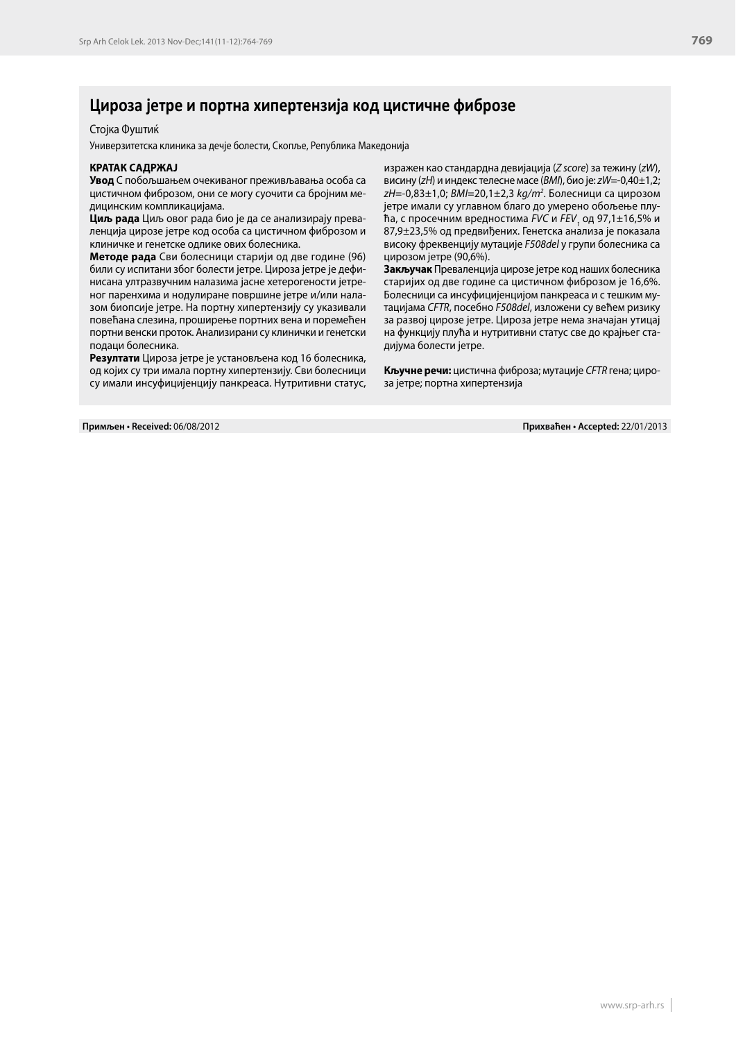# Цироза јетре и портна хипертензија код цистичне фиброзе

Стојка Фуштић

Универзитетска клиника за дечје болести, Скопље, Република Македонија

**КРАТАК САДРЖАЈ**

**Увод** С побољшањем очекиваног преживљавања особа са цистичном фиброзом, они се могу суочити са бројним медицинским компликацијама.

**Циљ рада** Циљ овог рада био је да се анализирају преваленција цирозе јетре код особа са цистичном фиброзом и клиничке и генетске одлике ових болесника.

**Методе рада** Сви болесници старији од две године (96) били су испитани због болести јетре. Цироза јетре је дефинисана ултразвучним налазима јасне хетерогености јетреног паренхима и нодулиране површине јетре и/или налазом биопсије јетре. На портну хипертензију су указивали повећана слезина, проширење портних вена и поремећен портни венски проток. Анализирани су клинички и генетски подаци болесника.

**Резултати** Цироза јетре је установљена код 16 болесника, од којих су три имала портну хипертензију. Сви болесници су имали инсуфицијенцију панкреаса. Нутритивни статус, изражен као стандардна девијација (*Z score*) за тежину (*zW*), висину (*zH*) и индекс телесне масе (*BMI*), био је: *zW*=-0,40±1,2; *zH*=-0,83±1,0; *BMI*=20,1±2,3 $kg/m^2$. Болесници са цирозом јетре имали су углавном благо до умерено обољење плућа, с просечним вредностима *FVC* и $FEV_1$ од 97,1±16,5% и 87,9±23,5% од предвиђених. Генетска анализа је показала високу фреквенцију мутације *F508del* у групи болесника са цирозом јетре (90,6%).

**Закључак** Преваленција цирозе јетре код наших болесника старијих од две године са цистичном фиброзом је 16,6%. Болесници са инсуфицијенцијом панкреаса и с тешким мутацијама *CFTR*, посебно *F508del*, изложени су већем ризику за развој цирозе јетре. Цироза јетре нема значајан утицај на функцију плућа и нутритивни статус све до крајњег стадијума болести јетре.

**Кључне речи:** цистична фиброза; мутације *CFTR* гена; цироза јетре; портна хипертензија

**Примљен • Received:** 06/08/2012 **Прихваћен • Accepted:** 22/01/2013